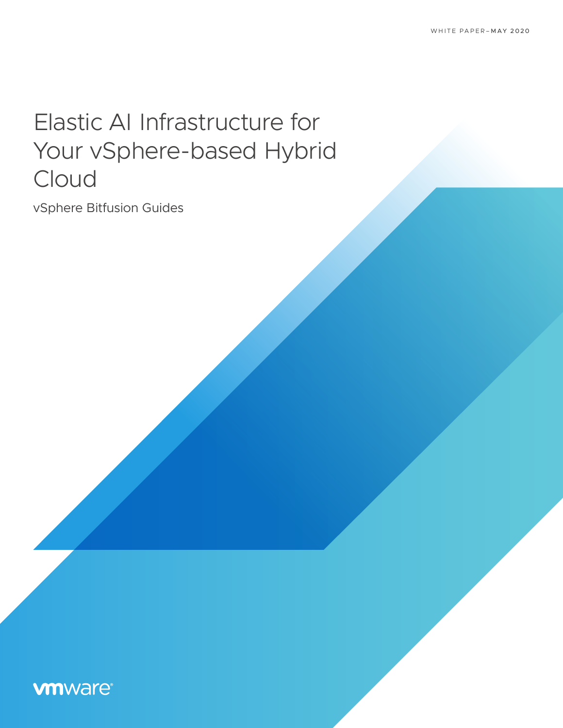WHITE PAPER–MAY 2020

# Elastic AI Infrastructure for Your vSphere-based Hybrid Cloud

vSphere Bitfusion Guides

vmware®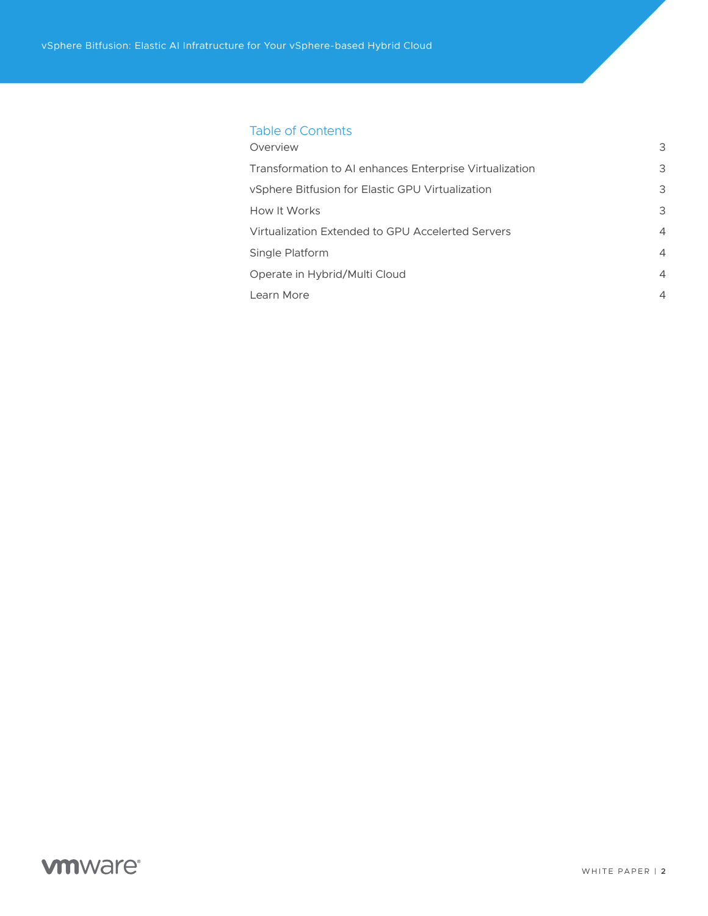## Table of Contents

| | |
|---|---|
| Overview | 3 |
| Transformation to AI enhances Enterprise Virtualization | 3 |
| vSphere Bitfusion for Elastic GPU Virtualization | 3 |
| How It Works | 3 |
| Virtualization Extended to GPU Accelerted Servers | 4 |
| Single Platform | 4 |
| Operate in Hybrid/Multi Cloud | 4 |
| Learn More | 4 |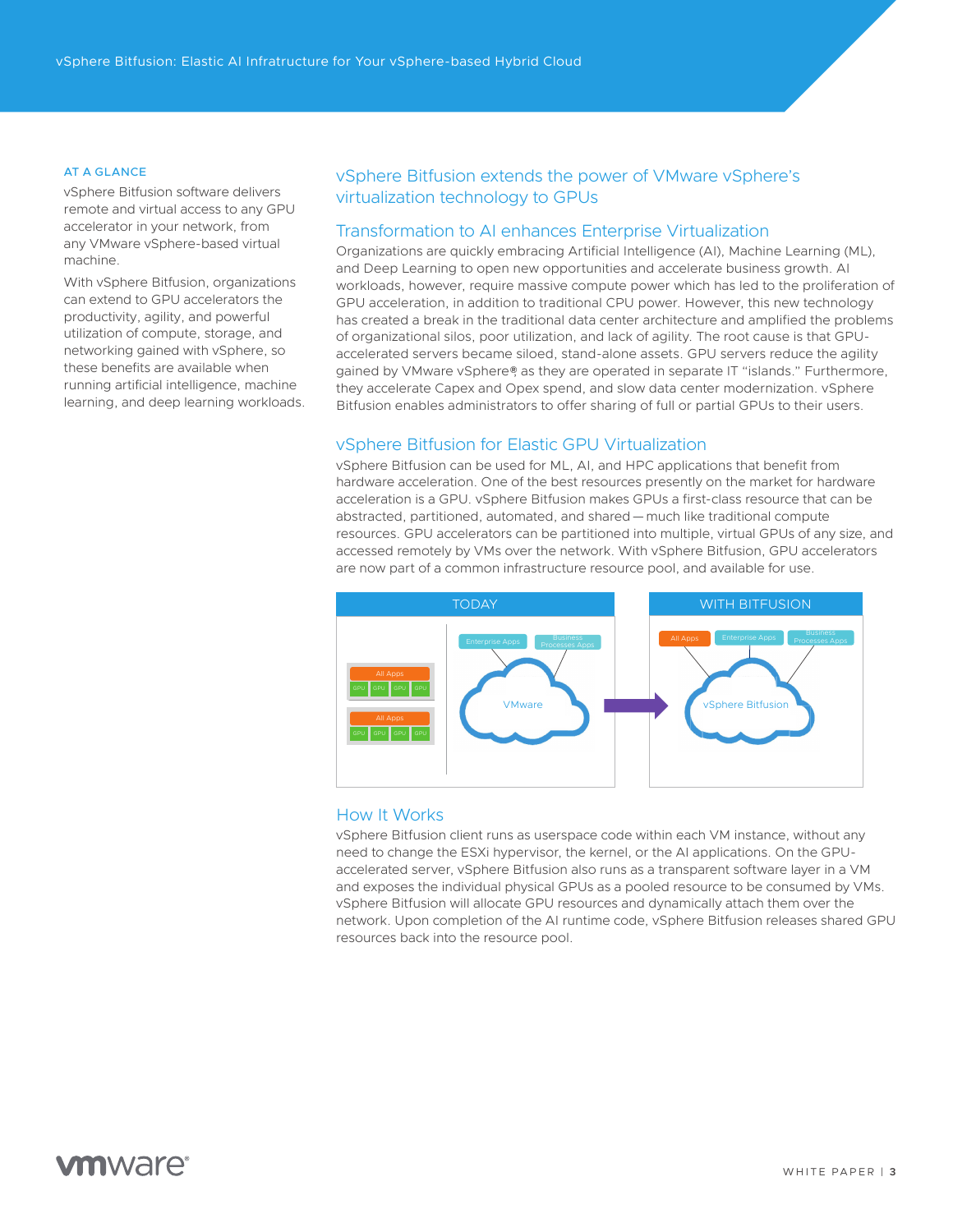## AT A GLANCE

vSphere Bitfusion software delivers remote and virtual access to any GPU accelerator in your network, from any VMware vSphere-based virtual machine.

With vSphere Bitfusion, organizations can extend to GPU accelerators the productivity, agility, and powerful utilization of compute, storage, and networking gained with vSphere, so these benefits are available when running artificial intelligence, machine learning, and deep learning workloads.

# vSphere Bitfusion extends the power of VMware vSphere's virtualization technology to GPUs

## Transformation to AI enhances Enterprise Virtualization

Organizations are quickly embracing Artificial Intelligence (AI), Machine Learning (ML), and Deep Learning to open new opportunities and accelerate business growth. AI workloads, however, require massive compute power which has led to the proliferation of GPU acceleration, in addition to traditional CPU power. However, this new technology has created a break in the traditional data center architecture and amplified the problems of organizational silos, poor utilization, and lack of agility. The root cause is that GPU-accelerated servers became siloed, stand-alone assets. GPU servers reduce the agility gained by VMware vSphere®, as they are operated in separate IT "islands." Furthermore, they accelerate Capex and Opex spend, and slow data center modernization. vSphere Bitfusion enables administrators to offer sharing of full or partial GPUs to their users.

## vSphere Bitfusion for Elastic GPU Virtualization

vSphere Bitfusion can be used for ML, AI, and HPC applications that benefit from hardware acceleration. One of the best resources presently on the market for hardware acceleration is a GPU. vSphere Bitfusion makes GPUs a first-class resource that can be abstracted, partitioned, automated, and shared — much like traditional compute resources. GPU accelerators can be partitioned into multiple, virtual GPUs of any size, and accessed remotely by VMs over the network. With vSphere Bitfusion, GPU accelerators are now part of a common infrastructure resource pool, and available for use.

## How It Works

vSphere Bitfusion client runs as userspace code within each VM instance, without any need to change the ESXi hypervisor, the kernel, or the AI applications. On the GPU-accelerated server, vSphere Bitfusion also runs as a transparent software layer in a VM and exposes the individual physical GPUs as a pooled resource to be consumed by VMs. vSphere Bitfusion will allocate GPU resources and dynamically attach them over the network. Upon completion of the AI runtime code, vSphere Bitfusion releases shared GPU resources back into the resource pool.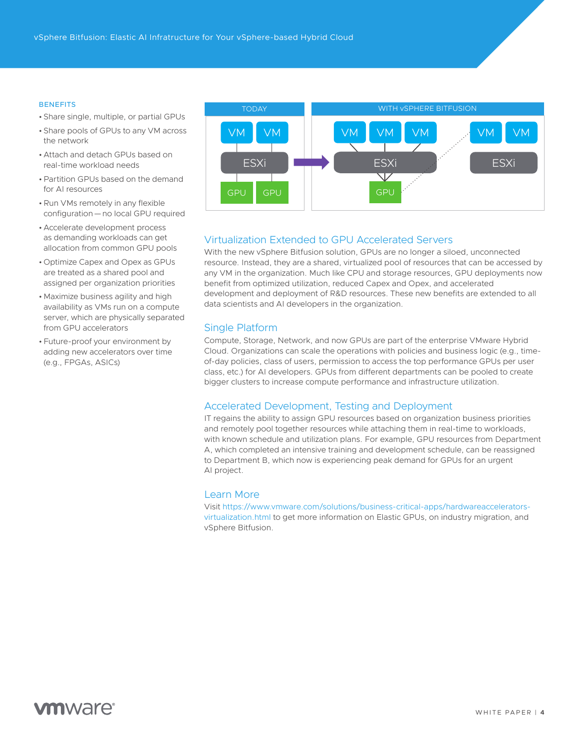**BENEFITS**

- Share single, multiple, or partial GPUs
- Share pools of GPUs to any VM across the network
- Attach and detach GPUs based on real-time workload needs
- Partition GPUs based on the demand for AI resources
- Run VMs remotely in any flexible configuration — no local GPU required
- Accelerate development process as demanding workloads can get allocation from common GPU pools
- Optimize Capex and Opex as GPUs are treated as a shared pool and assigned per organization priorities
- Maximize business agility and high availability as VMs run on a compute server, which are physically separated from GPU accelerators
- Future-proof your environment by adding new accelerators over time (e.g., FPGAs, ASICs)

TODAY | WITH vSPHERE BITFUSION

## Virtualization Extended to GPU Accelerated Servers

With the new vSphere Bitfusion solution, GPUs are no longer a siloed, unconnected resource. Instead, they are a shared, virtualized pool of resources that can be accessed by any VM in the organization. Much like CPU and storage resources, GPU deployments now benefit from optimized utilization, reduced Capex and Opex, and accelerated development and deployment of R&D resources. These new benefits are extended to all data scientists and AI developers in the organization.

## Single Platform

Compute, Storage, Network, and now GPUs are part of the enterprise VMware Hybrid Cloud. Organizations can scale the operations with policies and business logic (e.g., time-of-day policies, class of users, permission to access the top performance GPUs per user class, etc.) for AI developers. GPUs from different departments can be pooled to create bigger clusters to increase compute performance and infrastructure utilization.

## Accelerated Development, Testing and Deployment

IT regains the ability to assign GPU resources based on organization business priorities and remotely pool together resources while attaching them in real-time to workloads, with known schedule and utilization plans. For example, GPU resources from Department A, which completed an intensive training and development schedule, can be reassigned to Department B, which now is experiencing peak demand for GPUs for an urgent AI project.

## Learn More

Visit https://www.vmware.com/solutions/business-critical-apps/hardwareaccelerators-virtualization.html to get more information on Elastic GPUs, on industry migration, and vSphere Bitfusion.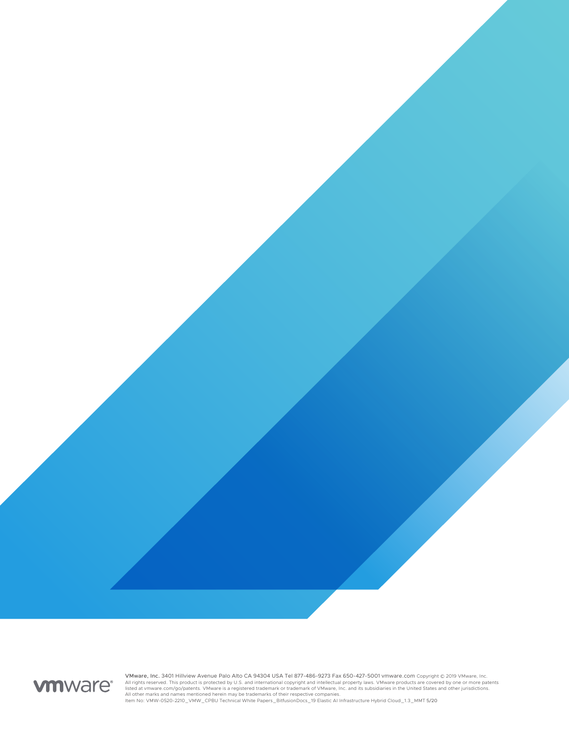**vmware**®

VMware, Inc. 3401 Hillview Avenue Palo Alto CA 94304 USA Tel 877-486-9273 Fax 650-427-5001 vmware.com Copyright © 2019 VMware, Inc. All rights reserved. This product is protected by U.S. and international copyright and intellectual property laws. VMware products are covered by one or more patents listed at vmware.com/go/patents. VMware is a registered trademark or trademark of VMware, Inc. and its subsidiaries in the United States and other jurisdictions. All other marks and names mentioned herein may be trademarks of their respective companies.
Item No: VMW-0520-2210_VMW_CPBU Technical White Papers_BitfusionDocs_19 Elastic AI Infrastructure Hybrid Cloud_1.3_MMT 5/20